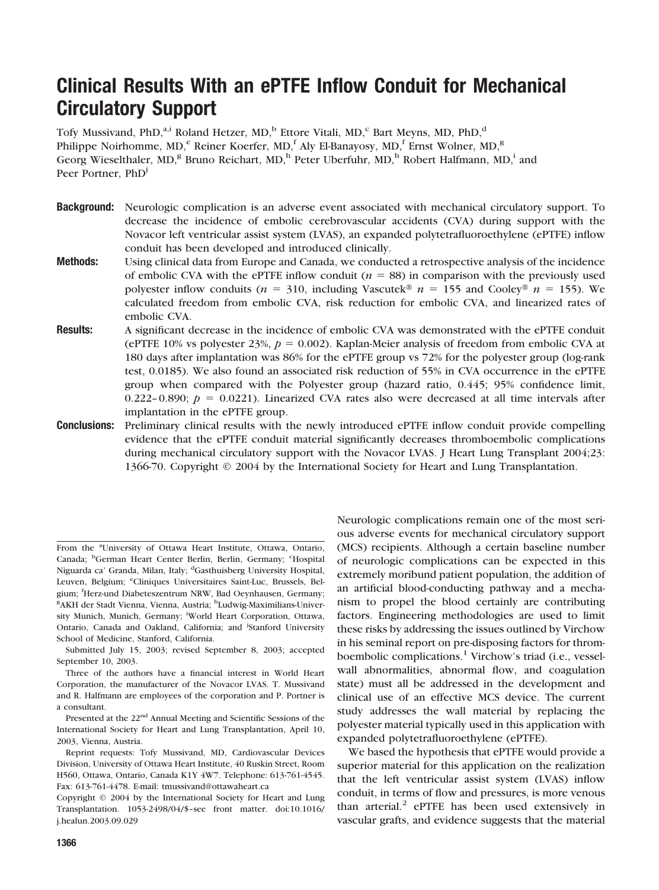# Clinical Results With an ePTFE Inflow Conduit for Mechanical Circulatory Support

Tofy Mussivand, PhD,[a,i] Roland Hetzer, MD,[b] Ettore Vitali, MD,[c] Bart Meyns, MD, PhD,[d] Philippe Noirhomme, MD,[e] Reiner Koerfer, MD,[f] Aly El-Banayosy, MD,[f] Ernst Wolner, MD,[g] Georg Wieselthaler, MD,[g] Bruno Reichart, MD,[h] Peter Uberfuhr, MD,[h] Robert Halfmann, MD,[i] and Peer Portner, PhD[j]

**Background:** Neurologic complication is an adverse event associated with mechanical circulatory support. To decrease the incidence of embolic cerebrovascular accidents (CVA) during support with the Novacor left ventricular assist system (LVAS), an expanded polytetrafluoroethylene (ePTFE) inflow conduit has been developed and introduced clinically.

**Methods:** Using clinical data from Europe and Canada, we conducted a retrospective analysis of the incidence of embolic CVA with the ePTFE inflow conduit ($n = 88$) in comparison with the previously used polyester inflow conduits ($n = 310$, including Vascutek® $n = 155$ and Cooley® $n = 155$). We calculated freedom from embolic CVA, risk reduction for embolic CVA, and linearized rates of embolic CVA.

**Results:** A significant decrease in the incidence of embolic CVA was demonstrated with the ePTFE conduit (ePTFE 10% vs polyester 23%, $p = 0.002$). Kaplan-Meier analysis of freedom from embolic CVA at 180 days after implantation was 86% for the ePTFE group vs 72% for the polyester group (log-rank test, 0.0185). We also found an associated risk reduction of 55% in CVA occurrence in the ePTFE group when compared with the Polyester group (hazard ratio, 0.445; 95% confidence limit, 0.222–0.890; $p = 0.0221$). Linearized CVA rates also were decreased at all time intervals after implantation in the ePTFE group.

**Conclusions:** Preliminary clinical results with the newly introduced ePTFE inflow conduit provide compelling evidence that the ePTFE conduit material significantly decreases thromboembolic complications during mechanical circulatory support with the Novacor LVAS. J Heart Lung Transplant 2004;23: 1366-70. Copyright © 2004 by the International Society for Heart and Lung Transplantation.

Neurologic complications remain one of the most serious adverse events for mechanical circulatory support (MCS) recipients. Although a certain baseline number of neurologic complications can be expected in this extremely moribund patient population, the addition of an artificial blood-conducting pathway and a mechanism to propel the blood certainly are contributing factors. Engineering methodologies are used to limit these risks by addressing the issues outlined by Virchow in his seminal report on pre-disposing factors for thromboembolic complications.[1] Virchow's triad (i.e., vessel-wall abnormalities, abnormal flow, and coagulation state) must all be addressed in the development and clinical use of an effective MCS device. The current study addresses the wall material by replacing the polyester material typically used in this application with expanded polytetrafluoroethylene (ePTFE).

We based the hypothesis that ePTFE would provide a superior material for this application on the realization that the left ventricular assist system (LVAS) inflow conduit, in terms of flow and pressures, is more venous than arterial.[2] ePTFE has been used extensively in vascular grafts, and evidence suggests that the material

From the [a]University of Ottawa Heart Institute, Ottawa, Ontario, Canada; [b]German Heart Center Berlin, Berlin, Germany; [c]Hospital Niguarda ca' Granda, Milan, Italy; [d]Gasthuisberg University Hospital, Leuven, Belgium; [e]Cliniques Universitaires Saint-Luc, Brussels, Belgium; [f]Herz-und Diabeteszentrum NRW, Bad Oeynhausen, Germany; [g]AKH der Stadt Vienna, Vienna, Austria; [h]Ludwig-Maximilians-University Munich, Munich, Germany; [i]World Heart Corporation, Ottawa, Ontario, Canada and Oakland, California; and [j]Stanford University School of Medicine, Stanford, California.

Submitted July 15, 2003; revised September 8, 2003; accepted September 10, 2003.

Three of the authors have a financial interest in World Heart Corporation, the manufacturer of the Novacor LVAS. T. Mussivand and R. Halfmann are employees of the corporation and P. Portner is a consultant.

Presented at the 22nd Annual Meeting and Scientific Sessions of the International Society for Heart and Lung Transplantation, April 10, 2003, Vienna, Austria.

Reprint requests: Tofy Mussivand, MD, Cardiovascular Devices Division, University of Ottawa Heart Institute, 40 Ruskin Street, Room H560, Ottawa, Ontario, Canada K1Y 4W7. Telephone: 613-761-4545. Fax: 613-761-4478. E-mail: tmussivand@ottawaheart.ca

Copyright © 2004 by the International Society for Heart and Lung Transplantation. 1053-2498/04/$–see front matter. doi:10.1016/j.healun.2003.09.029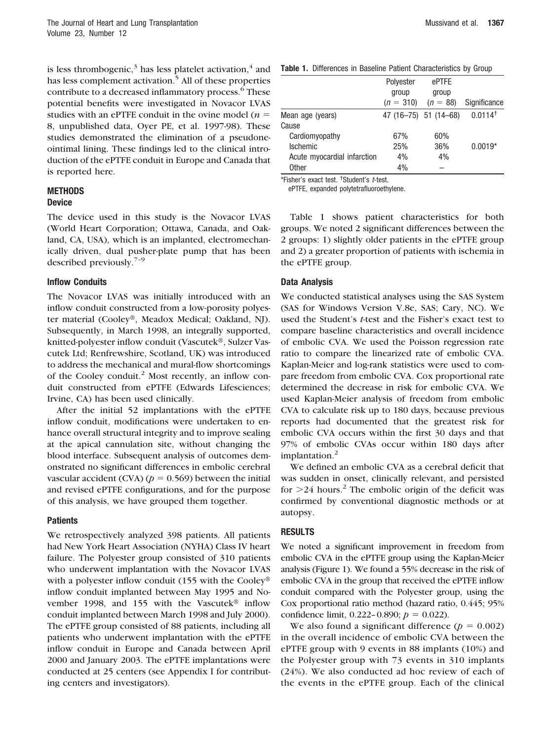is less thrombogenic,[3] has less platelet activation,[4] and has less complement activation.[5] All of these properties contribute to a decreased inflammatory process.[6] These potential benefits were investigated in Novacor LVAS studies with an ePTFE conduit in the ovine model ($n$ = 8, unpublished data, Oyer PE, et al. 1997-98). These studies demonstrated the elimination of a pseudoneointimal lining. These findings led to the clinical introduction of the ePTFE conduit in Europe and Canada that is reported here.

## METHODS

### Device

The device used in this study is the Novacor LVAS (World Heart Corporation; Ottawa, Canada, and Oakland, CA, USA), which is an implanted, electromechanically driven, dual pusher-plate pump that has been described previously.[7–9]

### Inflow Conduits

The Novacor LVAS was initially introduced with an inflow conduit constructed from a low-porosity polyester material (Cooley®, Meadox Medical; Oakland, NJ). Subsequently, in March 1998, an integrally supported, knitted-polyester inflow conduit (Vascutek®, Sulzer Vascutek Ltd; Renfrewshire, Scotland, UK) was introduced to address the mechanical and mural-flow shortcomings of the Cooley conduit.[2] Most recently, an inflow conduit constructed from ePTFE (Edwards Lifesciences; Irvine, CA) has been used clinically.

After the initial 52 implantations with the ePTFE inflow conduit, modifications were undertaken to enhance overall structural integrity and to improve sealing at the apical cannulation site, without changing the blood interface. Subsequent analysis of outcomes demonstrated no significant differences in embolic cerebral vascular accident (CVA) ($p$ = 0.569) between the initial and revised ePTFE configurations, and for the purpose of this analysis, we have grouped them together.

### Patients

We retrospectively analyzed 398 patients. All patients had New York Heart Association (NYHA) Class IV heart failure. The Polyester group consisted of 310 patients who underwent implantation with the Novacor LVAS with a polyester inflow conduit (155 with the Cooley® inflow conduit implanted between May 1995 and November 1998, and 155 with the Vascutek® inflow conduit implanted between March 1998 and July 2000). The ePTFE group consisted of 88 patients, including all patients who underwent implantation with the ePTFE inflow conduit in Europe and Canada between April 2000 and January 2003. The ePTFE implantations were conducted at 25 centers (see Appendix I for contributing centers and investigators).

**Table 1.** Differences in Baseline Patient Characteristics by Group

| | Polyester group ($n$ = 310) | ePTFE group ($n$ = 88) | Significance |
|---|---|---|---|
| Mean age (years) | 47 (16–75) | 51 (14–68) | 0.0114† |
| Cause | | | |
| Cardiomyopathy | 67% | 60% | |
| Ischemic | 25% | 36% | 0.0019* |
| Acute myocardial infarction | 4% | 4% | |
| Other | 4% | – | |

*Fisher's exact test. †Student's *t*-test.
ePTFE, expanded polytetrafluoroethylene.

Table 1 shows patient characteristics for both groups. We noted 2 significant differences between the 2 groups: 1) slightly older patients in the ePTFE group and 2) a greater proportion of patients with ischemia in the ePTFE group.

### Data Analysis

We conducted statistical analyses using the SAS System (SAS for Windows Version V.8e, SAS; Cary, NC). We used the Student's *t*-test and the Fisher's exact test to compare baseline characteristics and overall incidence of embolic CVA. We used the Poisson regression rate ratio to compare the linearized rate of embolic CVA. Kaplan-Meier and log-rank statistics were used to compare freedom from embolic CVA. Cox proportional rate determined the decrease in risk for embolic CVA. We used Kaplan-Meier analysis of freedom from embolic CVA to calculate risk up to 180 days, because previous reports had documented that the greatest risk for embolic CVA occurs within the first 30 days and that 97% of embolic CVAs occur within 180 days after implantation.[2]

We defined an embolic CVA as a cerebral deficit that was sudden in onset, clinically relevant, and persisted for >24 hours.[2] The embolic origin of the deficit was confirmed by conventional diagnostic methods or at autopsy.

## RESULTS

We noted a significant improvement in freedom from embolic CVA in the ePTFE group using the Kaplan-Meier analysis (Figure 1). We found a 55% decrease in the risk of embolic CVA in the group that received the ePTFE inflow conduit compared with the Polyester group, using the Cox proportional ratio method (hazard ratio, 0.445; 95% confidence limit, 0.222–0.890; $p$ = 0.022).

We also found a significant difference ($p$ = 0.002) in the overall incidence of embolic CVA between the ePTFE group with 9 events in 88 implants (10%) and the Polyester group with 73 events in 310 implants (24%). We also conducted ad hoc review of each of the events in the ePTFE group. Each of the clinical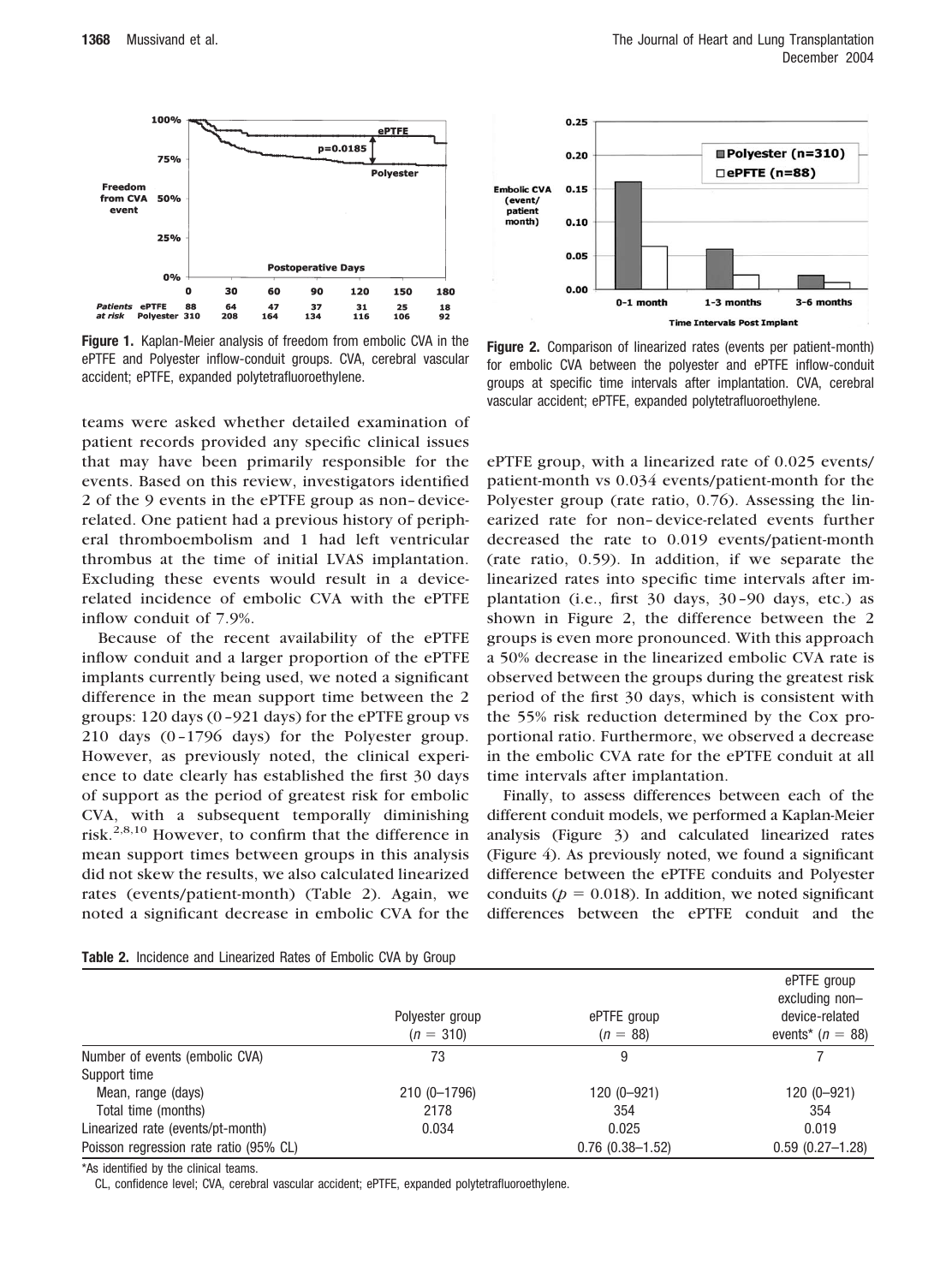**Figure 1.** Kaplan-Meier analysis of freedom from embolic CVA in the ePTFE and Polyester inflow-conduit groups. CVA, cerebral vascular accident; ePTFE, expanded polytetrafluoroethylene.

**Figure 2.** Comparison of linearized rates (events per patient-month) for embolic CVA between the polyester and ePTFE inflow-conduit groups at specific time intervals after implantation. CVA, cerebral vascular accident; ePTFE, expanded polytetrafluoroethylene.

teams were asked whether detailed examination of patient records provided any specific clinical issues that may have been primarily responsible for the events. Based on this review, investigators identified 2 of the 9 events in the ePTFE group as non–device-related. One patient had a previous history of peripheral thromboembolism and 1 had left ventricular thrombus at the time of initial LVAS implantation. Excluding these events would result in a device-related incidence of embolic CVA with the ePTFE inflow conduit of 7.9%.

Because of the recent availability of the ePTFE inflow conduit and a larger proportion of the ePTFE implants currently being used, we noted a significant difference in the mean support time between the 2 groups: 120 days (0–921 days) for the ePTFE group vs 210 days (0–1796 days) for the Polyester group. However, as previously noted, the clinical experience to date clearly has established the first 30 days of support as the period of greatest risk for embolic CVA, with a subsequent temporally diminishing risk.[2,8,10] However, to confirm that the difference in mean support times between groups in this analysis did not skew the results, we also calculated linearized rates (events/patient-month) (Table 2). Again, we noted a significant decrease in embolic CVA for the ePTFE group, with a linearized rate of 0.025 events/patient-month vs 0.034 events/patient-month for the Polyester group (rate ratio, 0.76). Assessing the linearized rate for non–device-related events further decreased the rate to 0.019 events/patient-month (rate ratio, 0.59). In addition, if we separate the linearized rates into specific time intervals after implantation (i.e., first 30 days, 30–90 days, etc.) as shown in Figure 2, the difference between the 2 groups is even more pronounced. With this approach a 50% decrease in the linearized embolic CVA rate is observed between the groups during the greatest risk period of the first 30 days, which is consistent with the 55% risk reduction determined by the Cox proportional ratio. Furthermore, we observed a decrease in the embolic CVA rate for the ePTFE conduit at all time intervals after implantation.

Finally, to assess differences between each of the different conduit models, we performed a Kaplan-Meier analysis (Figure 3) and calculated linearized rates (Figure 4). As previously noted, we found a significant difference between the ePTFE conduits and Polyester conduits ($p = 0.018$). In addition, we noted significant differences between the ePTFE conduit and the

**Table 2.** Incidence and Linearized Rates of Embolic CVA by Group

| | Polyester group ($n = 310$) | ePTFE group ($n = 88$) | ePTFE group excluding non–device-related events* ($n = 88$) |
|---|---|---|---|
| Number of events (embolic CVA) | 73 | 9 | 7 |
| Support time | | | |
| Mean, range (days) | 210 (0–1796) | 120 (0–921) | 120 (0–921) |
| Total time (months) | 2178 | 354 | 354 |
| Linearized rate (events/pt-month) | 0.034 | 0.025 | 0.019 |
| Poisson regression rate ratio (95% CL) | | 0.76 (0.38–1.52) | 0.59 (0.27–1.28) |

*As identified by the clinical teams.

CL, confidence level; CVA, cerebral vascular accident; ePTFE, expanded polytetrafluoroethylene.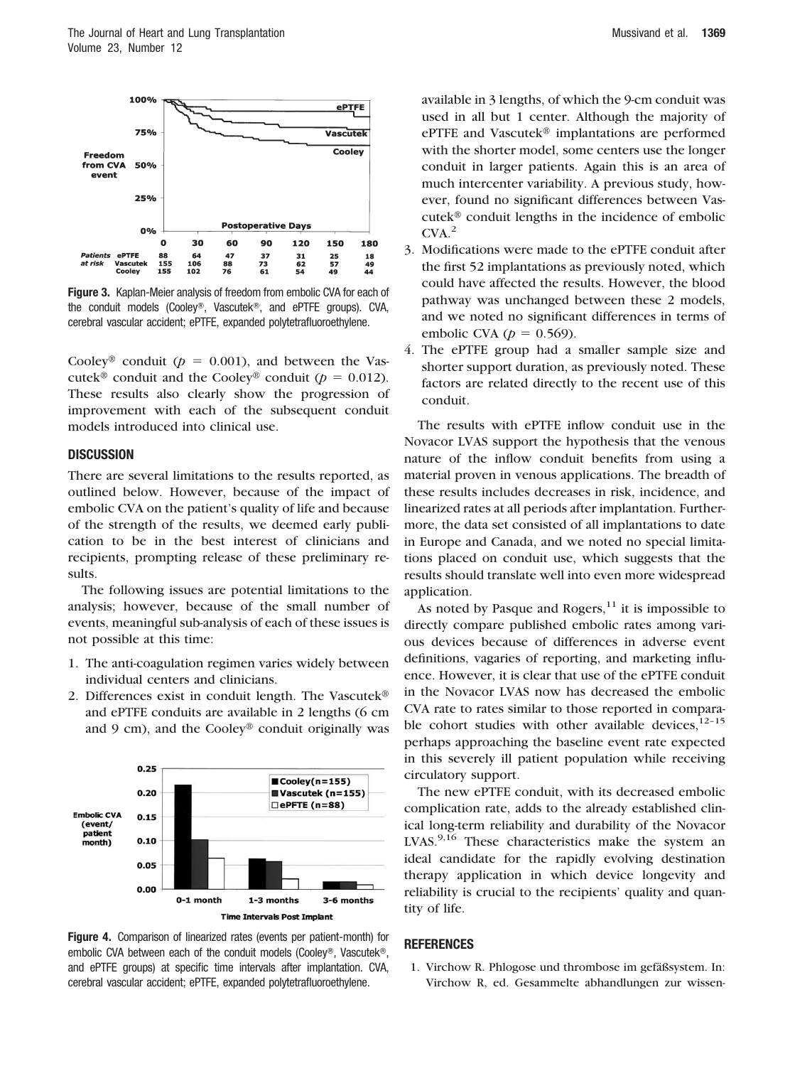Figure 3. Kaplan-Meier analysis of freedom from embolic CVA for each of the conduit models (Cooley®, Vascutek®, and ePTFE groups). CVA, cerebral vascular accident; ePTFE, expanded polytetrafluoroethylene.

Cooley® conduit ($p = 0.001$), and between the Vascutek® conduit and the Cooley® conduit ($p = 0.012$). These results also clearly show the progression of improvement with each of the subsequent conduit models introduced into clinical use.

## DISCUSSION

There are several limitations to the results reported, as outlined below. However, because of the impact of embolic CVA on the patient's quality of life and because of the strength of the results, we deemed early publication to be in the best interest of clinicians and recipients, prompting release of these preliminary results.

The following issues are potential limitations to the analysis; however, because of the small number of events, meaningful sub-analysis of each of these issues is not possible at this time:

1. The anti-coagulation regimen varies widely between individual centers and clinicians.
2. Differences exist in conduit length. The Vascutek® and ePTFE conduits are available in 2 lengths (6 cm and 9 cm), and the Cooley® conduit originally was available in 3 lengths, of which the 9-cm conduit was used in all but 1 center. Although the majority of ePTFE and Vascutek® implantations are performed with the shorter model, some centers use the longer conduit in larger patients. Again this is an area of much intercenter variability. A previous study, however, found no significant differences between Vascutek® conduit lengths in the incidence of embolic CVA.[2]
3. Modifications were made to the ePTFE conduit after the first 52 implantations as previously noted, which could have affected the results. However, the blood pathway was unchanged between these 2 models, and we noted no significant differences in terms of embolic CVA ($p = 0.569$).
4. The ePTFE group had a smaller sample size and shorter support duration, as previously noted. These factors are related directly to the recent use of this conduit.

Figure 4. Comparison of linearized rates (events per patient-month) for embolic CVA between each of the conduit models (Cooley®, Vascutek®, and ePTFE groups) at specific time intervals after implantation. CVA, cerebral vascular accident; ePTFE, expanded polytetrafluoroethylene.

The results with ePTFE inflow conduit use in the Novacor LVAS support the hypothesis that the venous nature of the inflow conduit benefits from using a material proven in venous applications. The breadth of these results includes decreases in risk, incidence, and linearized rates at all periods after implantation. Furthermore, the data set consisted of all implantations to date in Europe and Canada, and we noted no special limitations placed on conduit use, which suggests that the results should translate well into even more widespread application.

As noted by Pasque and Rogers,[11] it is impossible to directly compare published embolic rates among various devices because of differences in adverse event definitions, vagaries of reporting, and marketing influence. However, it is clear that use of the ePTFE conduit in the Novacor LVAS now has decreased the embolic CVA rate to rates similar to those reported in comparable cohort studies with other available devices,[12–15] perhaps approaching the baseline event rate expected in this severely ill patient population while receiving circulatory support.

The new ePTFE conduit, with its decreased embolic complication rate, adds to the already established clinical long-term reliability and durability of the Novacor LVAS.[9,16] These characteristics make the system an ideal candidate for the rapidly evolving destination therapy application in which device longevity and reliability is crucial to the recipients' quality and quantity of life.

## REFERENCES

1. Virchow R. Phlogose und thrombose im gefäßsystem. In: Virchow R, ed. Gesammelte abhandlungen zur wissen-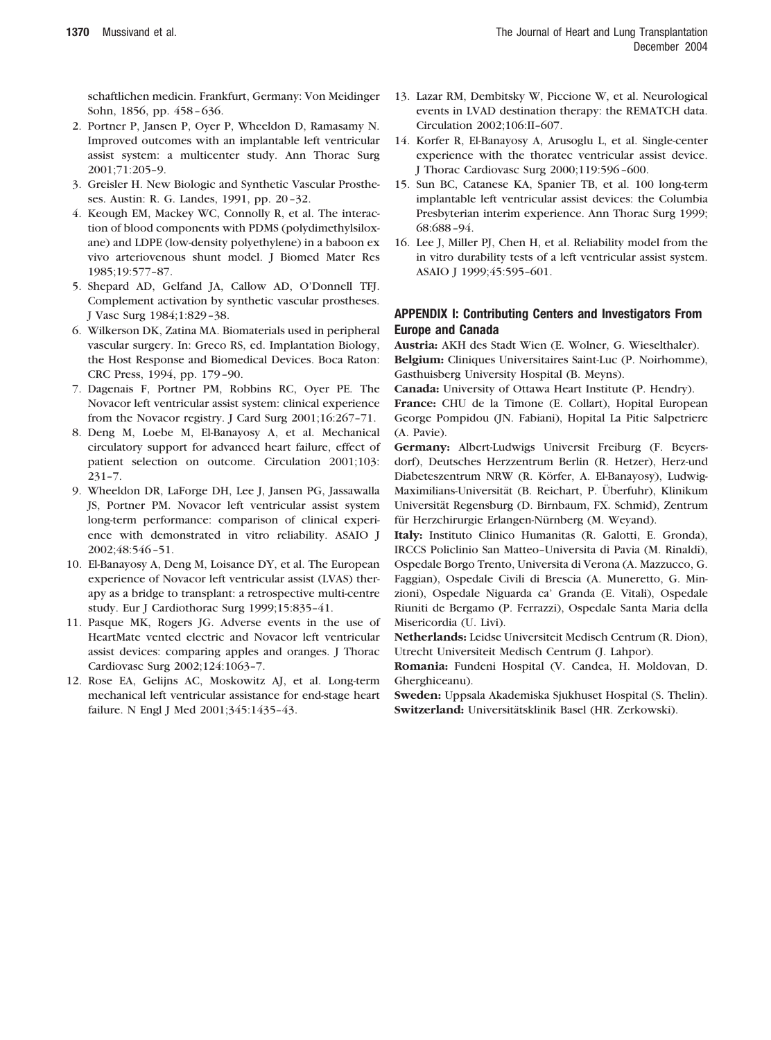schaftlichen medicin. Frankfurt, Germany: Von Meidinger Sohn, 1856, pp. 458–636.

2. Portner P, Jansen P, Oyer P, Wheeldon D, Ramasamy N. Improved outcomes with an implantable left ventricular assist system: a multicenter study. Ann Thorac Surg 2001;71:205–9.
3. Greisler H. New Biologic and Synthetic Vascular Prostheses. Austin: R. G. Landes, 1991, pp. 20–32.
4. Keough EM, Mackey WC, Connolly R, et al. The interaction of blood components with PDMS (polydimethylsiloxane) and LDPE (low-density polyethylene) in a baboon ex vivo arteriovenous shunt model. J Biomed Mater Res 1985;19:577–87.
5. Shepard AD, Gelfand JA, Callow AD, O'Donnell TFJ. Complement activation by synthetic vascular prostheses. J Vasc Surg 1984;1:829–38.
6. Wilkerson DK, Zatina MA. Biomaterials used in peripheral vascular surgery. In: Greco RS, ed. Implantation Biology, the Host Response and Biomedical Devices. Boca Raton: CRC Press, 1994, pp. 179–90.
7. Dagenais F, Portner PM, Robbins RC, Oyer PE. The Novacor left ventricular assist system: clinical experience from the Novacor registry. J Card Surg 2001;16:267–71.
8. Deng M, Loebe M, El-Banayosy A, et al. Mechanical circulatory support for advanced heart failure, effect of patient selection on outcome. Circulation 2001;103:231–7.
9. Wheeldon DR, LaForge DH, Lee J, Jansen PG, Jassawalla JS, Portner PM. Novacor left ventricular assist system long-term performance: comparison of clinical experience with demonstrated in vitro reliability. ASAIO J 2002;48:546–51.
10. El-Banayosy A, Deng M, Loisance DY, et al. The European experience of Novacor left ventricular assist (LVAS) therapy as a bridge to transplant: a retrospective multi-centre study. Eur J Cardiothorac Surg 1999;15:835–41.
11. Pasque MK, Rogers JG. Adverse events in the use of HeartMate vented electric and Novacor left ventricular assist devices: comparing apples and oranges. J Thorac Cardiovasc Surg 2002;124:1063–7.
12. Rose EA, Gelijns AC, Moskowitz AJ, et al. Long-term mechanical left ventricular assistance for end-stage heart failure. N Engl J Med 2001;345:1435–43.
13. Lazar RM, Dembitsky W, Piccione W, et al. Neurological events in LVAD destination therapy: the REMATCH data. Circulation 2002;106:II–607.
14. Korfer R, El-Banayosy A, Arusoglu L, et al. Single-center experience with the thoratec ventricular assist device. J Thorac Cardiovasc Surg 2000;119:596–600.
15. Sun BC, Catanese KA, Spanier TB, et al. 100 long-term implantable left ventricular assist devices: the Columbia Presbyterian interim experience. Ann Thorac Surg 1999;68:688–94.
16. Lee J, Miller PJ, Chen H, et al. Reliability model from the in vitro durability tests of a left ventricular assist system. ASAIO J 1999;45:595–601.

## APPENDIX I: Contributing Centers and Investigators From Europe and Canada

**Austria:** AKH des Stadt Wien (E. Wolner, G. Wieselthaler).
**Belgium:** Cliniques Universitaires Saint-Luc (P. Noirhomme), Gasthuisberg University Hospital (B. Meyns).
**Canada:** University of Ottawa Heart Institute (P. Hendry).
**France:** CHU de la Timone (E. Collart), Hopital European George Pompidou (JN. Fabiani), Hopital La Pitie Salpetriere (A. Pavie).
**Germany:** Albert-Ludwigs Universit Freiburg (F. Beyersdorf), Deutsches Herzzentrum Berlin (R. Hetzer), Herz-und Diabeteszentrum NRW (R. Körfer, A. El-Banayosy), Ludwig-Maximilians-Universität (B. Reichart, P. Überfuhr), Klinikum Universität Regensburg (D. Birnbaum, FX. Schmid), Zentrum für Herzchirurgie Erlangen-Nürnberg (M. Weyand).
**Italy:** Instituto Clinico Humanitas (R. Galotti, E. Gronda), IRCCS Policlinio San Matteo–Universita di Pavia (M. Rinaldi), Ospedale Borgo Trento, Universita di Verona (A. Mazzucco, G. Faggian), Ospedale Civili di Brescia (A. Muneretto, G. Minzioni), Ospedale Niguarda ca' Granda (E. Vitali), Ospedale Riuniti de Bergamo (P. Ferrazzi), Ospedale Santa Maria della Misericordia (U. Livi).
**Netherlands:** Leidse Universiteit Medisch Centrum (R. Dion), Utrecht Universiteit Medisch Centrum (J. Lahpor).
**Romania:** Fundeni Hospital (V. Candea, H. Moldovan, D. Gherghiceanu).
**Sweden:** Uppsala Akademiska Sjukhuset Hospital (S. Thelin).
**Switzerland:** Universitätsklinik Basel (HR. Zerkowski).